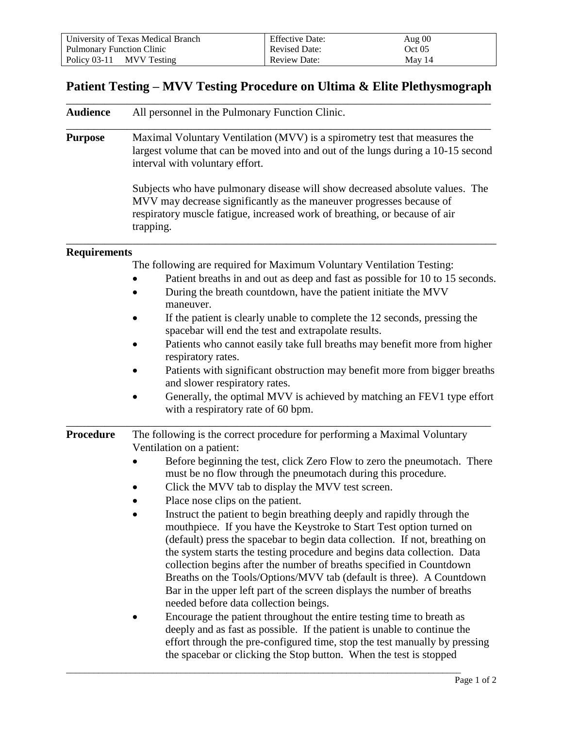| | | |
|---|---|---|
| University of Texas Medical Branch | Effective Date: | Aug 00 |
| Pulmonary Function Clinic | Revised Date: | Oct 05 |
| Policy 03-11 MVV Testing | Review Date: | May 14 |

# Patient Testing – MVV Testing Procedure on Ultima & Elite Plethysmograph

**Audience** All personnel in the Pulmonary Function Clinic.

**Purpose** Maximal Voluntary Ventilation (MVV) is a spirometry test that measures the largest volume that can be moved into and out of the lungs during a 10-15 second interval with voluntary effort.

Subjects who have pulmonary disease will show decreased absolute values. The MVV may decrease significantly as the maneuver progresses because of respiratory muscle fatigue, increased work of breathing, or because of air trapping.

**Requirements**

The following are required for Maximum Voluntary Ventilation Testing:

- Patient breaths in and out as deep and fast as possible for 10 to 15 seconds.
- During the breath countdown, have the patient initiate the MVV maneuver.
- If the patient is clearly unable to complete the 12 seconds, pressing the spacebar will end the test and extrapolate results.
- Patients who cannot easily take full breaths may benefit more from higher respiratory rates.
- Patients with significant obstruction may benefit more from bigger breaths and slower respiratory rates.
- Generally, the optimal MVV is achieved by matching an FEV1 type effort with a respiratory rate of 60 bpm.

**Procedure** The following is the correct procedure for performing a Maximal Voluntary Ventilation on a patient:

- Before beginning the test, click Zero Flow to zero the pneumotach. There must be no flow through the pneumotach during this procedure.
- Click the MVV tab to display the MVV test screen.
- Place nose clips on the patient.
- Instruct the patient to begin breathing deeply and rapidly through the mouthpiece. If you have the Keystroke to Start Test option turned on (default) press the spacebar to begin data collection. If not, breathing on the system starts the testing procedure and begins data collection. Data collection begins after the number of breaths specified in Countdown Breaths on the Tools/Options/MVV tab (default is three). A Countdown Bar in the upper left part of the screen displays the number of breaths needed before data collection beings.
- Encourage the patient throughout the entire testing time to breath as deeply and as fast as possible. If the patient is unable to continue the effort through the pre-configured time, stop the test manually by pressing the spacebar or clicking the Stop button. When the test is stopped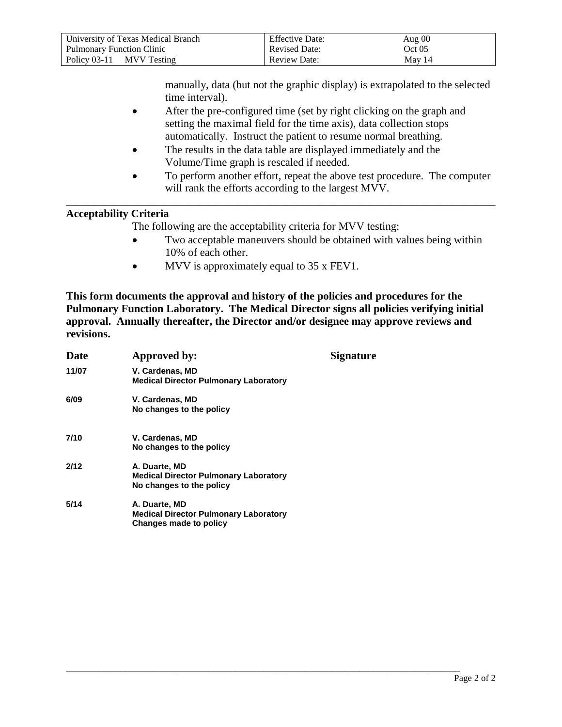manually, data (but not the graphic display) is extrapolated to the selected time interval).

- After the pre-configured time (set by right clicking on the graph and setting the maximal field for the time axis), data collection stops automatically. Instruct the patient to resume normal breathing.
- The results in the data table are displayed immediately and the Volume/Time graph is rescaled if needed.
- To perform another effort, repeat the above test procedure. The computer will rank the efforts according to the largest MVV.

---

**Acceptability Criteria**

The following are the acceptability criteria for MVV testing:

- Two acceptable maneuvers should be obtained with values being within 10% of each other.
- MVV is approximately equal to 35 x FEV1.

**This form documents the approval and history of the policies and procedures for the Pulmonary Function Laboratory. The Medical Director signs all policies verifying initial approval. Annually thereafter, the Director and/or designee may approve reviews and revisions.**

| Date | Approved by: | Signature |
|---|---|---|
| 11/07 | V. Cardenas, MD<br>Medical Director Pulmonary Laboratory | |
| 6/09 | V. Cardenas, MD<br>No changes to the policy | |
| 7/10 | V. Cardenas, MD<br>No changes to the policy | |
| 2/12 | A. Duarte, MD<br>Medical Director Pulmonary Laboratory<br>No changes to the policy | |
| 5/14 | A. Duarte, MD<br>Medical Director Pulmonary Laboratory<br>Changes made to policy | |